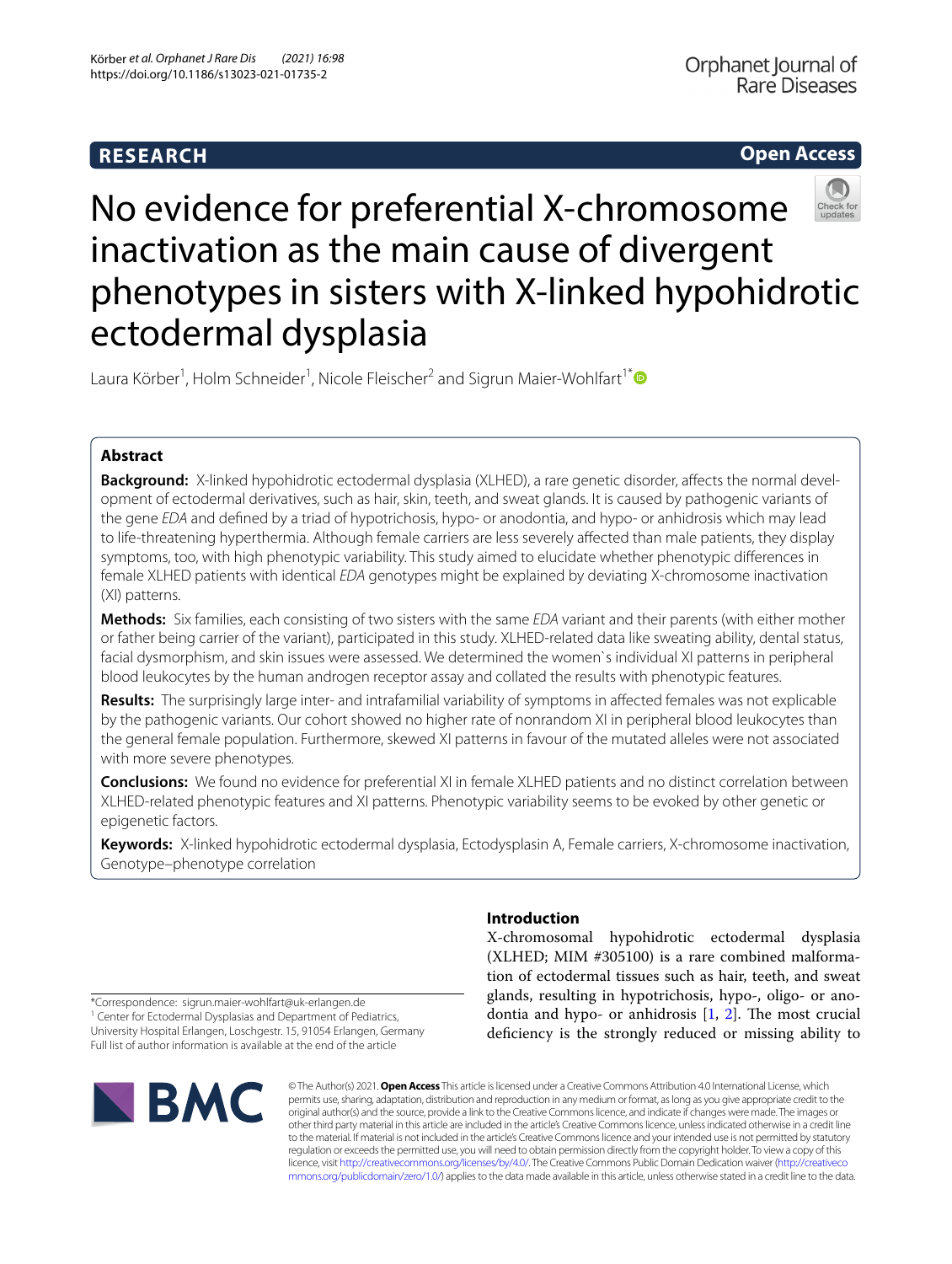**RESEARCH** | **Open Access**

# No evidence for preferential X-chromosome inactivation as the main cause of divergent phenotypes in sisters with X-linked hypohidrotic ectodermal dysplasia

Laura Körber[1], Holm Schneider[1], Nicole Fleischer[2] and Sigrun Maier-Wohlfart[1*]

## Abstract

**Background:** X-linked hypohidrotic ectodermal dysplasia (XLHED), a rare genetic disorder, affects the normal development of ectodermal derivatives, such as hair, skin, teeth, and sweat glands. It is caused by pathogenic variants of the gene *EDA* and defined by a triad of hypotrichosis, hypo- or anodontia, and hypo- or anhidrosis which may lead to life-threatening hyperthermia. Although female carriers are less severely affected than male patients, they display symptoms, too, with high phenotypic variability. This study aimed to elucidate whether phenotypic differences in female XLHED patients with identical *EDA* genotypes might be explained by deviating X-chromosome inactivation (XI) patterns.

**Methods:** Six families, each consisting of two sisters with the same *EDA* variant and their parents (with either mother or father being carrier of the variant), participated in this study. XLHED-related data like sweating ability, dental status, facial dysmorphism, and skin issues were assessed. We determined the women`s individual XI patterns in peripheral blood leukocytes by the human androgen receptor assay and collated the results with phenotypic features.

**Results:** The surprisingly large inter- and intrafamilial variability of symptoms in affected females was not explicable by the pathogenic variants. Our cohort showed no higher rate of nonrandom XI in peripheral blood leukocytes than the general female population. Furthermore, skewed XI patterns in favour of the mutated alleles were not associated with more severe phenotypes.

**Conclusions:** We found no evidence for preferential XI in female XLHED patients and no distinct correlation between XLHED-related phenotypic features and XI patterns. Phenotypic variability seems to be evoked by other genetic or epigenetic factors.

**Keywords:** X-linked hypohidrotic ectodermal dysplasia, Ectodysplasin A, Female carriers, X-chromosome inactivation, Genotype–phenotype correlation

## Introduction

X-chromosomal hypohidrotic ectodermal dysplasia (XLHED; MIM #305100) is a rare combined malformation of ectodermal tissues such as hair, teeth, and sweat glands, resulting in hypotrichosis, hypo-, oligo- or anodontia and hypo- or anhidrosis [1, 2]. The most crucial deficiency is the strongly reduced or missing ability to

*Correspondence: sigrun.maier-wohlfart@uk-erlangen.de
[1] Center for Ectodermal Dysplasias and Department of Pediatrics, University Hospital Erlangen, Loschgestr. 15, 91054 Erlangen, Germany
Full list of author information is available at the end of the article

© The Author(s) 2021. **Open Access** This article is licensed under a Creative Commons Attribution 4.0 International License, which permits use, sharing, adaptation, distribution and reproduction in any medium or format, as long as you give appropriate credit to the original author(s) and the source, provide a link to the Creative Commons licence, and indicate if changes were made. The images or other third party material in this article are included in the article's Creative Commons licence, unless indicated otherwise in a credit line to the material. If material is not included in the article's Creative Commons licence and your intended use is not permitted by statutory regulation or exceeds the permitted use, you will need to obtain permission directly from the copyright holder. To view a copy of this licence, visit http://creativecommons.org/licenses/by/4.0/. The Creative Commons Public Domain Dedication waiver (http://creativecommons.org/publicdomain/zero/1.0/) applies to the data made available in this article, unless otherwise stated in a credit line to the data.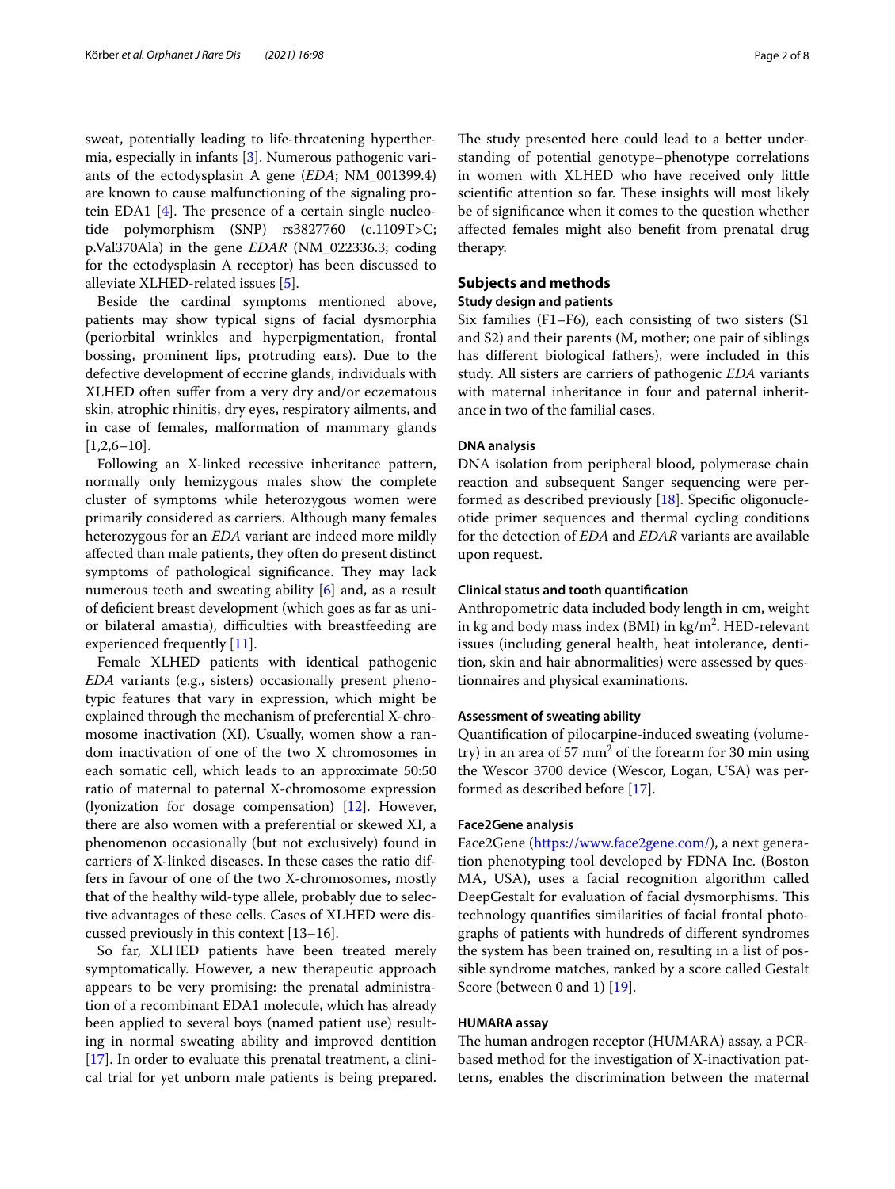sweat, potentially leading to life-threatening hyperthermia, especially in infants [3]. Numerous pathogenic variants of the ectodysplasin A gene (*EDA*; NM_001399.4) are known to cause malfunctioning of the signaling protein EDA1 [4]. The presence of a certain single nucleotide polymorphism (SNP) rs3827760 (c.1109T>C; p.Val370Ala) in the gene *EDAR* (NM_022336.3; coding for the ectodysplasin A receptor) has been discussed to alleviate XLHED-related issues [5].

Beside the cardinal symptoms mentioned above, patients may show typical signs of facial dysmorphia (periorbital wrinkles and hyperpigmentation, frontal bossing, prominent lips, protruding ears). Due to the defective development of eccrine glands, individuals with XLHED often suffer from a very dry and/or eczematous skin, atrophic rhinitis, dry eyes, respiratory ailments, and in case of females, malformation of mammary glands [1,2,6–10].

Following an X-linked recessive inheritance pattern, normally only hemizygous males show the complete cluster of symptoms while heterozygous women were primarily considered as carriers. Although many females heterozygous for an *EDA* variant are indeed more mildly affected than male patients, they often do present distinct symptoms of pathological significance. They may lack numerous teeth and sweating ability [6] and, as a result of deficient breast development (which goes as far as uni- or bilateral amastia), difficulties with breastfeeding are experienced frequently [11].

Female XLHED patients with identical pathogenic *EDA* variants (e.g., sisters) occasionally present phenotypic features that vary in expression, which might be explained through the mechanism of preferential X-chromosome inactivation (XI). Usually, women show a random inactivation of one of the two X chromosomes in each somatic cell, which leads to an approximate 50:50 ratio of maternal to paternal X-chromosome expression (lyonization for dosage compensation) [12]. However, there are also women with a preferential or skewed XI, a phenomenon occasionally (but not exclusively) found in carriers of X-linked diseases. In these cases the ratio differs in favour of one of the two X-chromosomes, mostly that of the healthy wild-type allele, probably due to selective advantages of these cells. Cases of XLHED were discussed previously in this context [13–16].

So far, XLHED patients have been treated merely symptomatically. However, a new therapeutic approach appears to be very promising: the prenatal administration of a recombinant EDA1 molecule, which has already been applied to several boys (named patient use) resulting in normal sweating ability and improved dentition [17]. In order to evaluate this prenatal treatment, a clinical trial for yet unborn male patients is being prepared. The study presented here could lead to a better understanding of potential genotype–phenotype correlations in women with XLHED who have received only little scientific attention so far. These insights will most likely be of significance when it comes to the question whether affected females might also benefit from prenatal drug therapy.

## Subjects and methods

### Study design and patients

Six families (F1–F6), each consisting of two sisters (S1 and S2) and their parents (M, mother; one pair of siblings has different biological fathers), were included in this study. All sisters are carriers of pathogenic *EDA* variants with maternal inheritance in four and paternal inheritance in two of the familial cases.

### DNA analysis

DNA isolation from peripheral blood, polymerase chain reaction and subsequent Sanger sequencing were performed as described previously [18]. Specific oligonucleotide primer sequences and thermal cycling conditions for the detection of *EDA* and *EDAR* variants are available upon request.

### Clinical status and tooth quantification

Anthropometric data included body length in cm, weight in kg and body mass index (BMI) in kg/m$^2$. HED-relevant issues (including general health, heat intolerance, dentition, skin and hair abnormalities) were assessed by questionnaires and physical examinations.

### Assessment of sweating ability

Quantification of pilocarpine-induced sweating (volumetry) in an area of 57 mm$^2$ of the forearm for 30 min using the Wescor 3700 device (Wescor, Logan, USA) was performed as described before [17].

### Face2Gene analysis

Face2Gene (https://www.face2gene.com/), a next generation phenotyping tool developed by FDNA Inc. (Boston MA, USA), uses a facial recognition algorithm called DeepGestalt for evaluation of facial dysmorphisms. This technology quantifies similarities of facial frontal photographs of patients with hundreds of different syndromes the system has been trained on, resulting in a list of possible syndrome matches, ranked by a score called Gestalt Score (between 0 and 1) [19].

### HUMARA assay

The human androgen receptor (HUMARA) assay, a PCR-based method for the investigation of X-inactivation patterns, enables the discrimination between the maternal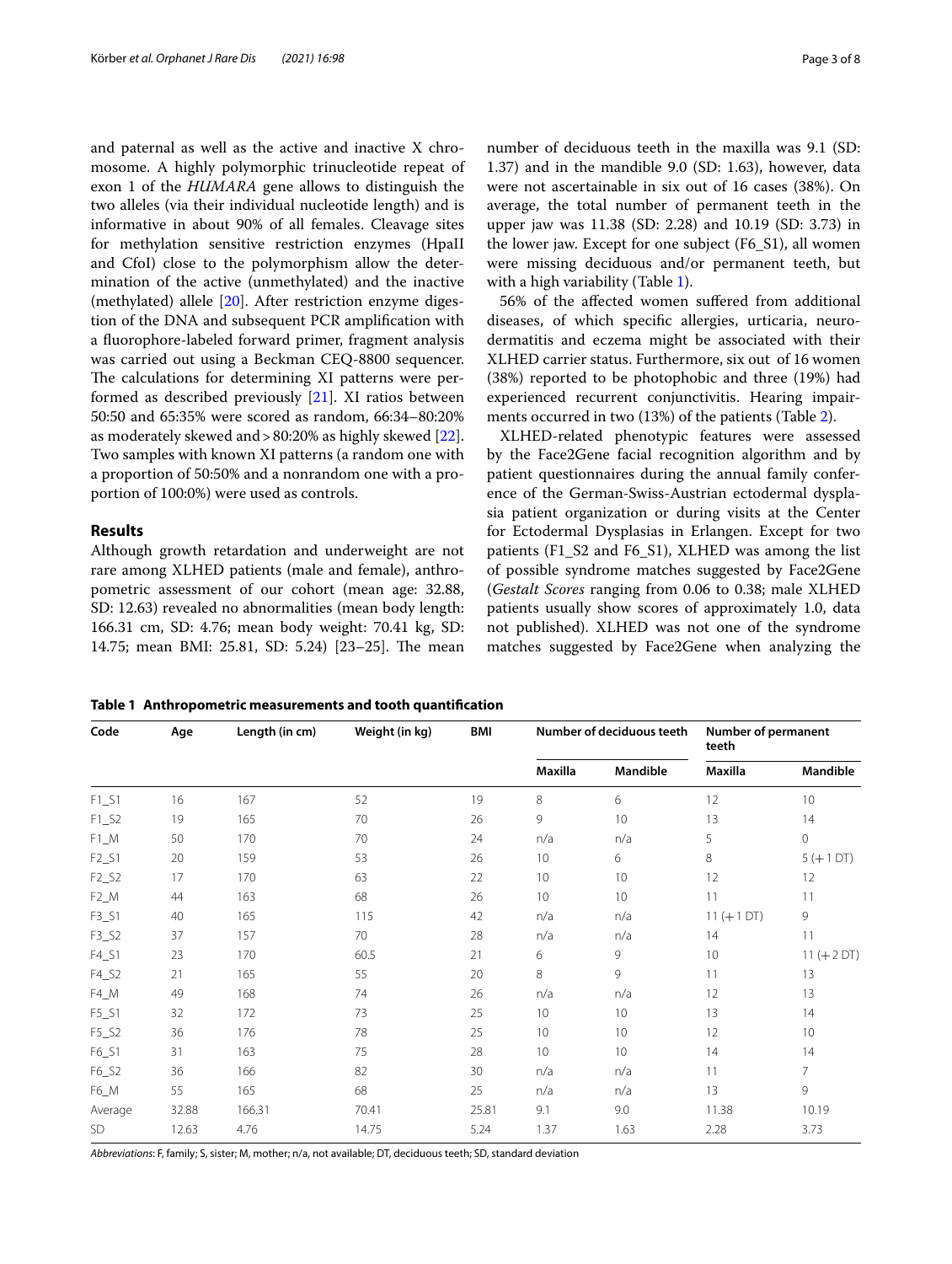and paternal as well as the active and inactive X chromosome. A highly polymorphic trinucleotide repeat of exon 1 of the *HUMARA* gene allows to distinguish the two alleles (via their individual nucleotide length) and is informative in about 90% of all females. Cleavage sites for methylation sensitive restriction enzymes (HpaII and CfoI) close to the polymorphism allow the determination of the active (unmethylated) and the inactive (methylated) allele [20]. After restriction enzyme digestion of the DNA and subsequent PCR amplification with a fluorophore-labeled forward primer, fragment analysis was carried out using a Beckman CEQ-8800 sequencer. The calculations for determining XI patterns were performed as described previously [21]. XI ratios between 50:50 and 65:35% were scored as random, 66:34–80:20% as moderately skewed and > 80:20% as highly skewed [22]. Two samples with known XI patterns (a random one with a proportion of 50:50% and a nonrandom one with a proportion of 100:0%) were used as controls.

## Results

Although growth retardation and underweight are not rare among XLHED patients (male and female), anthropometric assessment of our cohort (mean age: 32.88, SD: 12.63) revealed no abnormalities (mean body length: 166.31 cm, SD: 4.76; mean body weight: 70.41 kg, SD: 14.75; mean BMI: 25.81, SD: 5.24) [23–25]. The mean number of deciduous teeth in the maxilla was 9.1 (SD: 1.37) and in the mandible 9.0 (SD: 1.63), however, data were not ascertainable in six out of 16 cases (38%). On average, the total number of permanent teeth in the upper jaw was 11.38 (SD: 2.28) and 10.19 (SD: 3.73) in the lower jaw. Except for one subject (F6_S1), all women were missing deciduous and/or permanent teeth, but with a high variability (Table 1).

56% of the affected women suffered from additional diseases, of which specific allergies, urticaria, neurodermatitis and eczema might be associated with their XLHED carrier status. Furthermore, six out of 16 women (38%) reported to be photophobic and three (19%) had experienced recurrent conjunctivitis. Hearing impairments occurred in two (13%) of the patients (Table 2).

XLHED-related phenotypic features were assessed by the Face2Gene facial recognition algorithm and by patient questionnaires during the annual family conference of the German-Swiss-Austrian ectodermal dysplasia patient organization or during visits at the Center for Ectodermal Dysplasias in Erlangen. Except for two patients (F1_S2 and F6_S1), XLHED was among the list of possible syndrome matches suggested by Face2Gene (*Gestalt Scores* ranging from 0.06 to 0.38; male XLHED patients usually show scores of approximately 1.0, data not published). XLHED was not one of the syndrome matches suggested by Face2Gene when analyzing the

**Table 1 Anthropometric measurements and tooth quantification**

| Code | Age | Length (in cm) | Weight (in kg) | BMI | Number of deciduous teeth | | Number of permanent teeth | |
|---|---|---|---|---|---|---|---|---|
| | | | | | Maxilla | Mandible | Maxilla | Mandible |
| F1_S1 | 16 | 167 | 52 | 19 | 8 | 6 | 12 | 10 |
| F1_S2 | 19 | 165 | 70 | 26 | 9 | 10 | 13 | 14 |
| F1_M | 50 | 170 | 70 | 24 | n/a | n/a | 5 | 0 |
| F2_S1 | 20 | 159 | 53 | 26 | 10 | 6 | 8 | 5 (+1 DT) |
| F2_S2 | 17 | 170 | 63 | 22 | 10 | 10 | 12 | 12 |
| F2_M | 44 | 163 | 68 | 26 | 10 | 10 | 11 | 11 |
| F3_S1 | 40 | 165 | 115 | 42 | n/a | n/a | 11 (+1 DT) | 9 |
| F3_S2 | 37 | 157 | 70 | 28 | n/a | n/a | 14 | 11 |
| F4_S1 | 23 | 170 | 60.5 | 21 | 6 | 9 | 10 | 11 (+2 DT) |
| F4_S2 | 21 | 165 | 55 | 20 | 8 | 9 | 11 | 13 |
| F4_M | 49 | 168 | 74 | 26 | n/a | n/a | 12 | 13 |
| F5_S1 | 32 | 172 | 73 | 25 | 10 | 10 | 13 | 14 |
| F5_S2 | 36 | 176 | 78 | 25 | 10 | 10 | 12 | 10 |
| F6_S1 | 31 | 163 | 75 | 28 | 10 | 10 | 14 | 14 |
| F6_S2 | 36 | 166 | 82 | 30 | n/a | n/a | 11 | 7 |
| F6_M | 55 | 165 | 68 | 25 | n/a | n/a | 13 | 9 |
| Average | 32.88 | 166.31 | 70.41 | 25.81 | 9.1 | 9.0 | 11.38 | 10.19 |
| SD | 12.63 | 4.76 | 14.75 | 5.24 | 1.37 | 1.63 | 2.28 | 3.73 |

*Abbreviations*: F, family; S, sister; M, mother; n/a, not available; DT, deciduous teeth; SD, standard deviation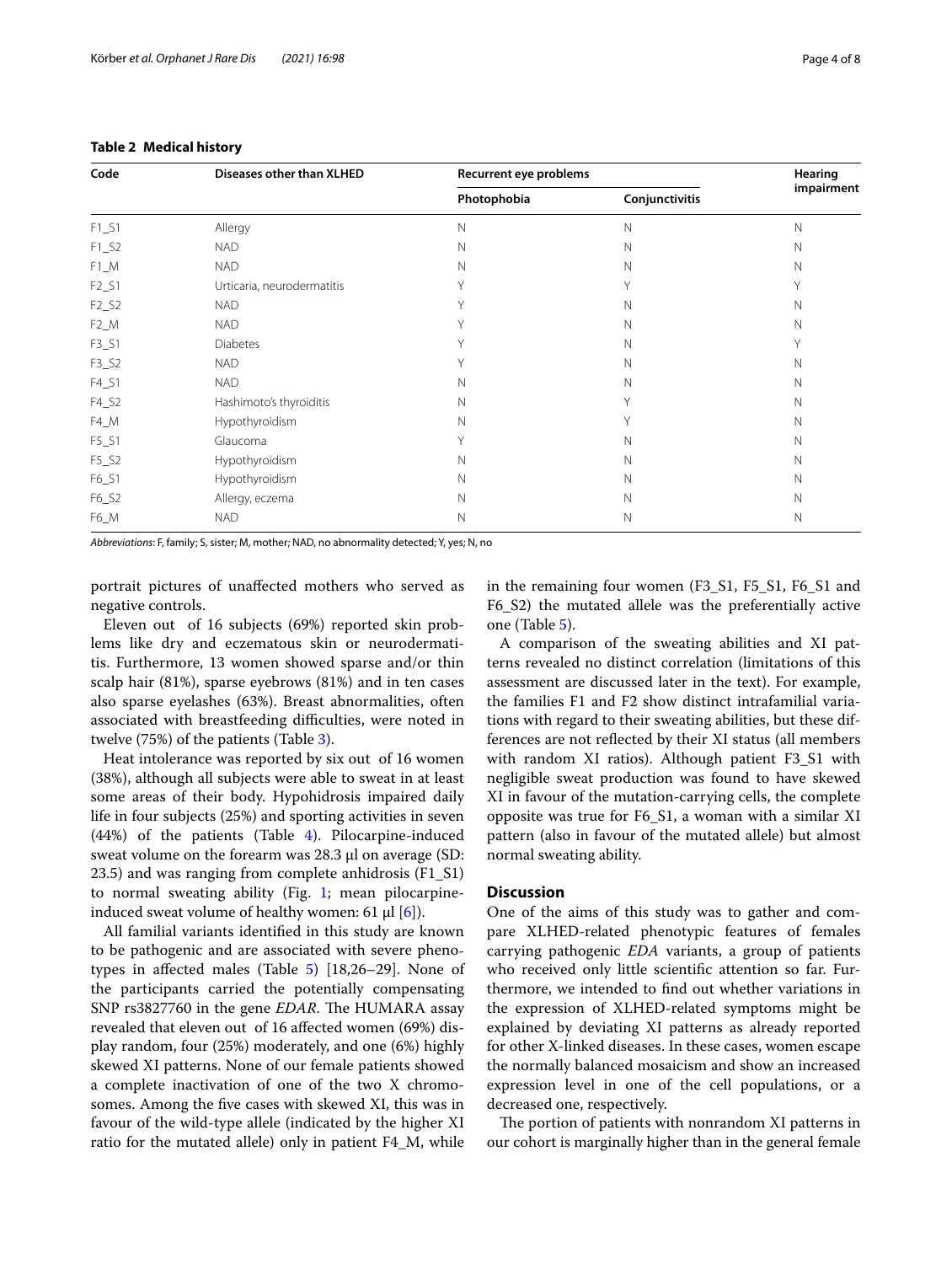**Table 2 Medical history**

| Code | Diseases other than XLHED | Recurrent eye problems | | Hearing impairment |
|---|---|---|---|---|
| | | Photophobia | Conjunctivitis | |
| F1_S1 | Allergy | N | N | N |
| F1_S2 | NAD | N | N | N |
| F1_M | NAD | N | N | N |
| F2_S1 | Urticaria, neurodermatitis | Y | Y | Y |
| F2_S2 | NAD | Y | N | N |
| F2_M | NAD | Y | N | N |
| F3_S1 | Diabetes | Y | N | Y |
| F3_S2 | NAD | Y | N | N |
| F4_S1 | NAD | N | N | N |
| F4_S2 | Hashimoto's thyroiditis | N | Y | N |
| F4_M | Hypothyroidism | N | Y | N |
| F5_S1 | Glaucoma | Y | N | N |
| F5_S2 | Hypothyroidism | N | N | N |
| F6_S1 | Hypothyroidism | N | N | N |
| F6_S2 | Allergy, eczema | N | N | N |
| F6_M | NAD | N | N | N |

*Abbreviations*: F, family; S, sister; M, mother; NAD, no abnormality detected; Y, yes; N, no

portrait pictures of unaffected mothers who served as negative controls.

Eleven out of 16 subjects (69%) reported skin problems like dry and eczematous skin or neurodermatitis. Furthermore, 13 women showed sparse and/or thin scalp hair (81%), sparse eyebrows (81%) and in ten cases also sparse eyelashes (63%). Breast abnormalities, often associated with breastfeeding difficulties, were noted in twelve (75%) of the patients (Table 3).

Heat intolerance was reported by six out of 16 women (38%), although all subjects were able to sweat in at least some areas of their body. Hypohidrosis impaired daily life in four subjects (25%) and sporting activities in seven (44%) of the patients (Table 4). Pilocarpine-induced sweat volume on the forearm was 28.3 µl on average (SD: 23.5) and was ranging from complete anhidrosis (F1_S1) to normal sweating ability (Fig. 1; mean pilocarpine-induced sweat volume of healthy women: 61 µl [6]).

All familial variants identified in this study are known to be pathogenic and are associated with severe phenotypes in affected males (Table 5) [18,26–29]. None of the participants carried the potentially compensating SNP rs3827760 in the gene *EDAR*. The HUMARA assay revealed that eleven out of 16 affected women (69%) display random, four (25%) moderately, and one (6%) highly skewed XI patterns. None of our female patients showed a complete inactivation of one of the two X chromosomes. Among the five cases with skewed XI, this was in favour of the wild-type allele (indicated by the higher XI ratio for the mutated allele) only in patient F4_M, while in the remaining four women (F3_S1, F5_S1, F6_S1 and F6_S2) the mutated allele was the preferentially active one (Table 5).

A comparison of the sweating abilities and XI patterns revealed no distinct correlation (limitations of this assessment are discussed later in the text). For example, the families F1 and F2 show distinct intrafamilial variations with regard to their sweating abilities, but these differences are not reflected by their XI status (all members with random XI ratios). Although patient F3_S1 with negligible sweat production was found to have skewed XI in favour of the mutation-carrying cells, the complete opposite was true for F6_S1, a woman with a similar XI pattern (also in favour of the mutated allele) but almost normal sweating ability.

## Discussion

One of the aims of this study was to gather and compare XLHED-related phenotypic features of females carrying pathogenic *EDA* variants, a group of patients who received only little scientific attention so far. Furthermore, we intended to find out whether variations in the expression of XLHED-related symptoms might be explained by deviating XI patterns as already reported for other X-linked diseases. In these cases, women escape the normally balanced mosaicism and show an increased expression level in one of the cell populations, or a decreased one, respectively.

The portion of patients with nonrandom XI patterns in our cohort is marginally higher than in the general female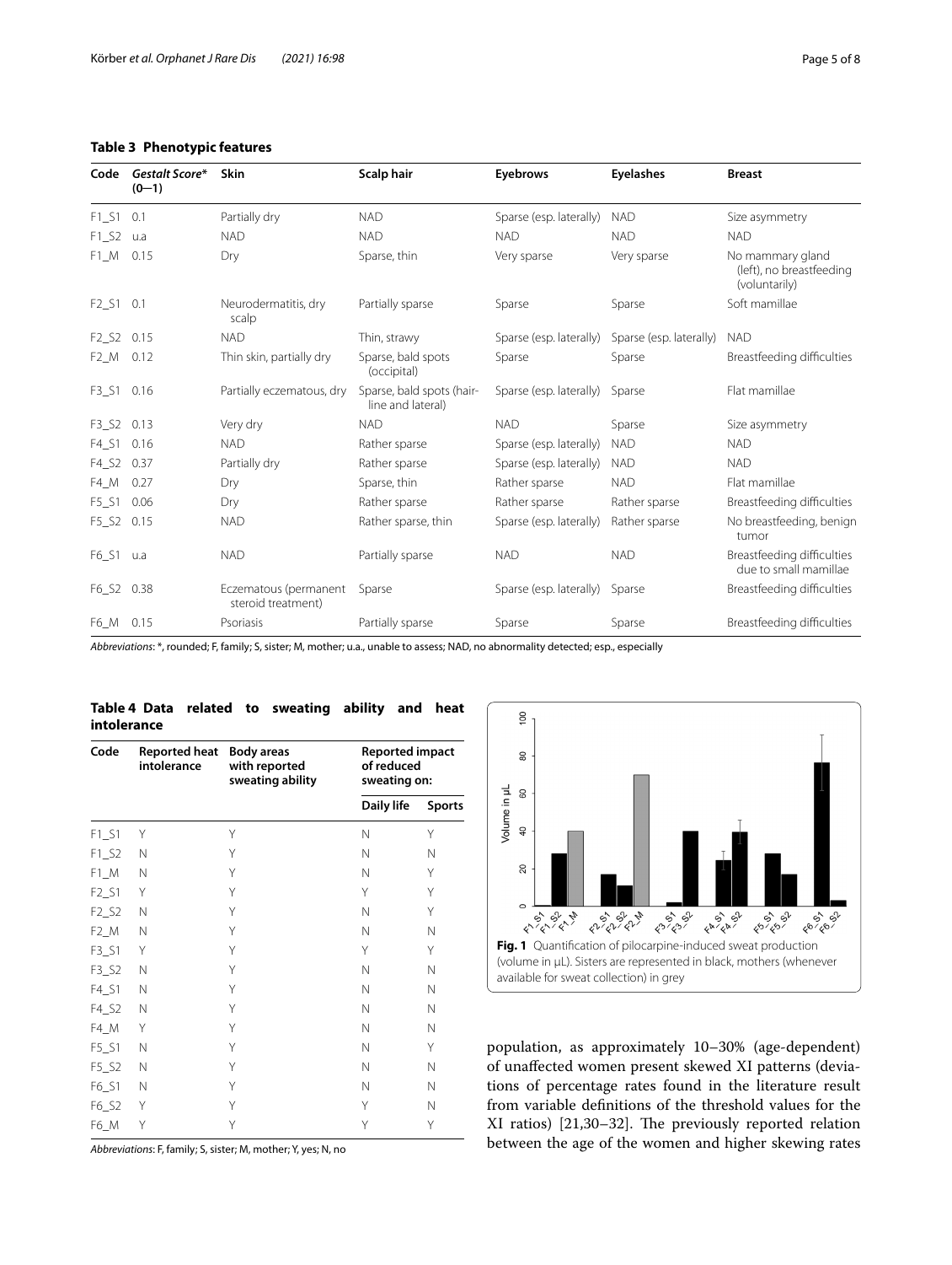**Table 3 Phenotypic features**

| Code | *Gestalt Score*\* (0—1) | Skin | Scalp hair | Eyebrows | Eyelashes | Breast |
|---|---|---|---|---|---|---|
| F1_S1 | 0.1 | Partially dry | NAD | Sparse (esp. laterally) | NAD | Size asymmetry |
| F1_S2 | u.a | NAD | NAD | NAD | NAD | NAD |
| F1_M | 0.15 | Dry | Sparse, thin | Very sparse | Very sparse | No mammary gland (left), no breastfeeding (voluntarily) |
| F2_S1 | 0.1 | Neurodermatitis, dry scalp | Partially sparse | Sparse | Sparse | Soft mamillae |
| F2_S2 | 0.15 | NAD | Thin, strawy | Sparse (esp. laterally) | Sparse (esp. laterally) | NAD |
| F2_M | 0.12 | Thin skin, partially dry | Sparse, bald spots (occipital) | Sparse | Sparse | Breastfeeding difficulties |
| F3_S1 | 0.16 | Partially eczematous, dry | Sparse, bald spots (hair-line and lateral) | Sparse (esp. laterally) | Sparse | Flat mamillae |
| F3_S2 | 0.13 | Very dry | NAD | NAD | Sparse | Size asymmetry |
| F4_S1 | 0.16 | NAD | Rather sparse | Sparse (esp. laterally) | NAD | NAD |
| F4_S2 | 0.37 | Partially dry | Rather sparse | Sparse (esp. laterally) | NAD | NAD |
| F4_M | 0.27 | Dry | Sparse, thin | Rather sparse | NAD | Flat mamillae |
| F5_S1 | 0.06 | Dry | Rather sparse | Rather sparse | Rather sparse | Breastfeeding difficulties |
| F5_S2 | 0.15 | NAD | Rather sparse, thin | Sparse (esp. laterally) | Rather sparse | No breastfeeding, benign tumor |
| F6_S1 | u.a | NAD | Partially sparse | NAD | NAD | Breastfeeding difficulties due to small mamillae |
| F6_S2 | 0.38 | Eczematous (permanent steroid treatment) | Sparse | Sparse (esp. laterally) | Sparse | Breastfeeding difficulties |
| F6_M | 0.15 | Psoriasis | Partially sparse | Sparse | Sparse | Breastfeeding difficulties |

*Abbreviations*: \*, rounded; F, family; S, sister; M, mother; u.a., unable to assess; NAD, no abnormality detected; esp., especially

**Table 4 Data related to sweating ability and heat intolerance**

| Code | Reported heat intolerance | Body areas with reported sweating ability | Reported impact of reduced sweating on: | |
|---|---|---|---|---|
| | | | Daily life | Sports |
| F1_S1 | Y | Y | N | Y |
| F1_S2 | N | Y | N | N |
| F1_M | N | Y | N | Y |
| F2_S1 | Y | Y | Y | Y |
| F2_S2 | N | Y | N | Y |
| F2_M | N | Y | N | N |
| F3_S1 | Y | Y | Y | Y |
| F3_S2 | N | Y | N | N |
| F4_S1 | N | Y | N | N |
| F4_S2 | N | Y | N | N |
| F4_M | Y | Y | N | N |
| F5_S1 | N | Y | N | Y |
| F5_S2 | N | Y | N | N |
| F6_S1 | N | Y | N | N |
| F6_S2 | Y | Y | Y | N |
| F6_M | Y | Y | Y | Y |

*Abbreviations*: F, family; S, sister; M, mother; Y, yes; N, no

**Fig. 1** Quantification of pilocarpine-induced sweat production (volume in µL). Sisters are represented in black, mothers (whenever available for sweat collection) in grey

population, as approximately 10–30% (age-dependent) of unaffected women present skewed XI patterns (deviations of percentage rates found in the literature result from variable definitions of the threshold values for the XI ratios) [21,30–32]. The previously reported relation between the age of the women and higher skewing rates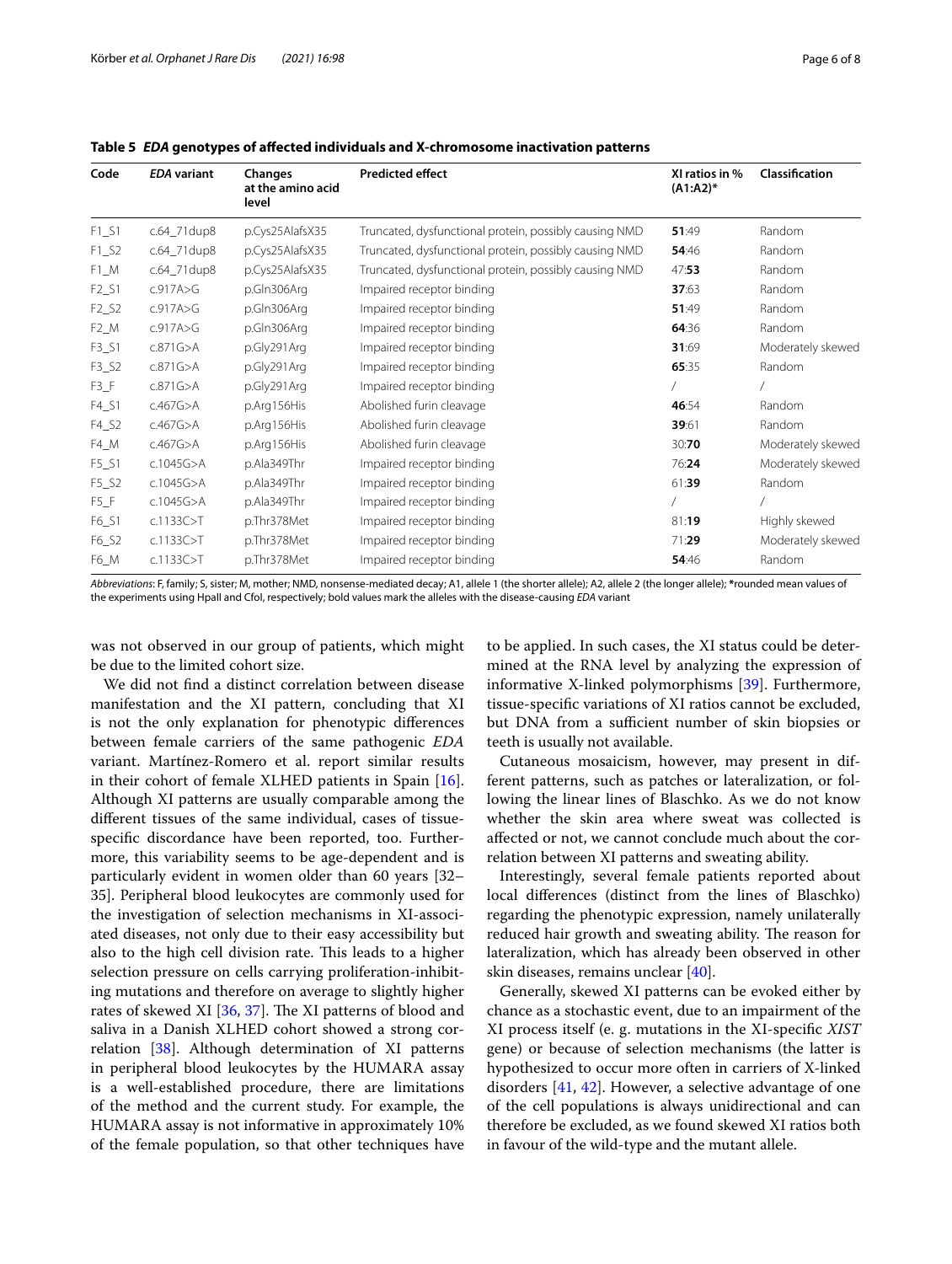**Table 5** ***EDA*** **genotypes of affected individuals and X-chromosome inactivation patterns**

| Code | *EDA* variant | Changes at the amino acid level | Predicted effect | XI ratios in % (A1:A2)* | Classification |
|---|---|---|---|---|---|
| F1_S1 | c.64_71dup8 | p.Cys25AlafsX35 | Truncated, dysfunctional protein, possibly causing NMD | **51**:49 | Random |
| F1_S2 | c.64_71dup8 | p.Cys25AlafsX35 | Truncated, dysfunctional protein, possibly causing NMD | **54**:46 | Random |
| F1_M | c.64_71dup8 | p.Cys25AlafsX35 | Truncated, dysfunctional protein, possibly causing NMD | 47:**53** | Random |
| F2_S1 | c.917A>G | p.Gln306Arg | Impaired receptor binding | **37**:63 | Random |
| F2_S2 | c.917A>G | p.Gln306Arg | Impaired receptor binding | **51**:49 | Random |
| F2_M | c.917A>G | p.Gln306Arg | Impaired receptor binding | **64**:36 | Random |
| F3_S1 | c.871G>A | p.Gly291Arg | Impaired receptor binding | **31**:69 | Moderately skewed |
| F3_S2 | c.871G>A | p.Gly291Arg | Impaired receptor binding | **65**:35 | Random |
| F3_F | c.871G>A | p.Gly291Arg | Impaired receptor binding | / | / |
| F4_S1 | c.467G>A | p.Arg156His | Abolished furin cleavage | **46**:54 | Random |
| F4_S2 | c.467G>A | p.Arg156His | Abolished furin cleavage | **39**:61 | Random |
| F4_M | c.467G>A | p.Arg156His | Abolished furin cleavage | 30:**70** | Moderately skewed |
| F5_S1 | c.1045G>A | p.Ala349Thr | Impaired receptor binding | 76:**24** | Moderately skewed |
| F5_S2 | c.1045G>A | p.Ala349Thr | Impaired receptor binding | 61:**39** | Random |
| F5_F | c.1045G>A | p.Ala349Thr | Impaired receptor binding | / | / |
| F6_S1 | c.1133C>T | p.Thr378Met | Impaired receptor binding | 81:**19** | Highly skewed |
| F6_S2 | c.1133C>T | p.Thr378Met | Impaired receptor binding | 71:**29** | Moderately skewed |
| F6_M | c.1133C>T | p.Thr378Met | Impaired receptor binding | **54**:46 | Random |

*Abbreviations*: F, family; S, sister; M, mother; NMD, nonsense-mediated decay; A1, allele 1 (the shorter allele); A2, allele 2 (the longer allele); *rounded mean values of the experiments using HpaII and CfoI, respectively; bold values mark the alleles with the disease-causing *EDA* variant

was not observed in our group of patients, which might be due to the limited cohort size.

We did not find a distinct correlation between disease manifestation and the XI pattern, concluding that XI is not the only explanation for phenotypic differences between female carriers of the same pathogenic *EDA* variant. Martínez-Romero et al. report similar results in their cohort of female XLHED patients in Spain [16]. Although XI patterns are usually comparable among the different tissues of the same individual, cases of tissue-specific discordance have been reported, too. Furthermore, this variability seems to be age-dependent and is particularly evident in women older than 60 years [32–35]. Peripheral blood leukocytes are commonly used for the investigation of selection mechanisms in XI-associated diseases, not only due to their easy accessibility but also to the high cell division rate. This leads to a higher selection pressure on cells carrying proliferation-inhibiting mutations and therefore on average to slightly higher rates of skewed XI [36, 37]. The XI patterns of blood and saliva in a Danish XLHED cohort showed a strong correlation [38]. Although determination of XI patterns in peripheral blood leukocytes by the HUMARA assay is a well-established procedure, there are limitations of the method and the current study. For example, the HUMARA assay is not informative in approximately 10% of the female population, so that other techniques have to be applied. In such cases, the XI status could be determined at the RNA level by analyzing the expression of informative X-linked polymorphisms [39]. Furthermore, tissue-specific variations of XI ratios cannot be excluded, but DNA from a sufficient number of skin biopsies or teeth is usually not available.

Cutaneous mosaicism, however, may present in different patterns, such as patches or lateralization, or following the linear lines of Blaschko. As we do not know whether the skin area where sweat was collected is affected or not, we cannot conclude much about the correlation between XI patterns and sweating ability.

Interestingly, several female patients reported about local differences (distinct from the lines of Blaschko) regarding the phenotypic expression, namely unilaterally reduced hair growth and sweating ability. The reason for lateralization, which has already been observed in other skin diseases, remains unclear [40].

Generally, skewed XI patterns can be evoked either by chance as a stochastic event, due to an impairment of the XI process itself (e. g. mutations in the XI-specific *XIST* gene) or because of selection mechanisms (the latter is hypothesized to occur more often in carriers of X-linked disorders [41, 42]. However, a selective advantage of one of the cell populations is always unidirectional and can therefore be excluded, as we found skewed XI ratios both in favour of the wild-type and the mutant allele.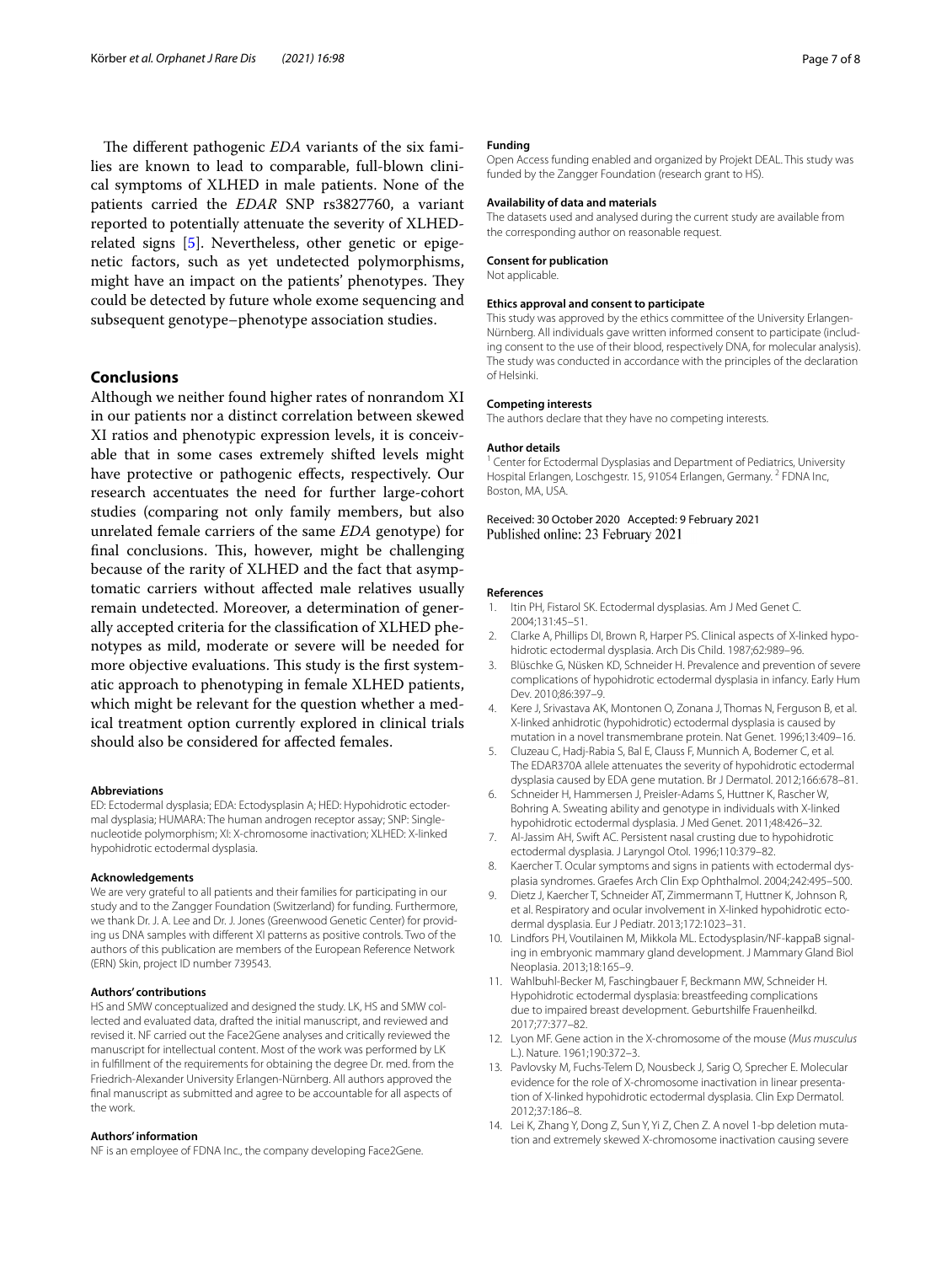The different pathogenic *EDA* variants of the six families are known to lead to comparable, full-blown clinical symptoms of XLHED in male patients. None of the patients carried the *EDAR* SNP rs3827760, a variant reported to potentially attenuate the severity of XLHED-related signs [5]. Nevertheless, other genetic or epigenetic factors, such as yet undetected polymorphisms, might have an impact on the patients' phenotypes. They could be detected by future whole exome sequencing and subsequent genotype–phenotype association studies.

## Conclusions

Although we neither found higher rates of nonrandom XI in our patients nor a distinct correlation between skewed XI ratios and phenotypic expression levels, it is conceivable that in some cases extremely shifted levels might have protective or pathogenic effects, respectively. Our research accentuates the need for further large-cohort studies (comparing not only family members, but also unrelated female carriers of the same *EDA* genotype) for final conclusions. This, however, might be challenging because of the rarity of XLHED and the fact that asymptomatic carriers without affected male relatives usually remain undetected. Moreover, a determination of generally accepted criteria for the classification of XLHED phenotypes as mild, moderate or severe will be needed for more objective evaluations. This study is the first systematic approach to phenotyping in female XLHED patients, which might be relevant for the question whether a medical treatment option currently explored in clinical trials should also be considered for affected females.

#### Abbreviations

ED: Ectodermal dysplasia; EDA: Ectodysplasin A; HED: Hypohidrotic ectodermal dysplasia; HUMARA: The human androgen receptor assay; SNP: Single-nucleotide polymorphism; XI: X-chromosome inactivation; XLHED: X-linked hypohidrotic ectodermal dysplasia.

#### Acknowledgements

We are very grateful to all patients and their families for participating in our study and to the Zangger Foundation (Switzerland) for funding. Furthermore, we thank Dr. J. A. Lee and Dr. J. Jones (Greenwood Genetic Center) for providing us DNA samples with different XI patterns as positive controls. Two of the authors of this publication are members of the European Reference Network (ERN) Skin, project ID number 739543.

#### Authors' contributions

HS and SMW conceptualized and designed the study. LK, HS and SMW collected and evaluated data, drafted the initial manuscript, and reviewed and revised it. NF carried out the Face2Gene analyses and critically reviewed the manuscript for intellectual content. Most of the work was performed by LK in fulfillment of the requirements for obtaining the degree Dr. med. from the Friedrich-Alexander University Erlangen-Nürnberg. All authors approved the final manuscript as submitted and agree to be accountable for all aspects of the work.

#### Authors' information

NF is an employee of FDNA Inc., the company developing Face2Gene.

#### Funding

Open Access funding enabled and organized by Projekt DEAL. This study was funded by the Zangger Foundation (research grant to HS).

#### Availability of data and materials

The datasets used and analysed during the current study are available from the corresponding author on reasonable request.

#### Consent for publication

Not applicable.

#### Ethics approval and consent to participate

This study was approved by the ethics committee of the University Erlangen-Nürnberg. All individuals gave written informed consent to participate (including consent to the use of their blood, respectively DNA, for molecular analysis). The study was conducted in accordance with the principles of the declaration of Helsinki.

#### Competing interests

The authors declare that they have no competing interests.

#### Author details

[1] Center for Ectodermal Dysplasias and Department of Pediatrics, University Hospital Erlangen, Loschgestr. 15, 91054 Erlangen, Germany. [2] FDNA Inc, Boston, MA, USA.

Received: 30 October 2020 Accepted: 9 February 2021
Published online: 23 February 2021

#### References

1. Itin PH, Fistarol SK. Ectodermal dysplasias. Am J Med Genet C. 2004;131:45–51.
2. Clarke A, Phillips DI, Brown R, Harper PS. Clinical aspects of X-linked hypohidrotic ectodermal dysplasia. Arch Dis Child. 1987;62:989–96.
3. Blüschke G, Nüsken KD, Schneider H. Prevalence and prevention of severe complications of hypohidrotic ectodermal dysplasia in infancy. Early Hum Dev. 2010;86:397–9.
4. Kere J, Srivastava AK, Montonen O, Zonana J, Thomas N, Ferguson B, et al. X-linked anhidrotic (hypohidrotic) ectodermal dysplasia is caused by mutation in a novel transmembrane protein. Nat Genet. 1996;13:409–16.
5. Cluzeau C, Hadj-Rabia S, Bal E, Clauss F, Munnich A, Bodemer C, et al. The EDAR370A allele attenuates the severity of hypohidrotic ectodermal dysplasia caused by EDA gene mutation. Br J Dermatol. 2012;166:678–81.
6. Schneider H, Hammersen J, Preisler-Adams S, Huttner K, Rascher W, Bohring A. Sweating ability and genotype in individuals with X-linked hypohidrotic ectodermal dysplasia. J Med Genet. 2011;48:426–32.
7. Al-Jassim AH, Swift AC. Persistent nasal crusting due to hypohidrotic ectodermal dysplasia. J Laryngol Otol. 1996;110:379–82.
8. Kaercher T. Ocular symptoms and signs in patients with ectodermal dysplasia syndromes. Graefes Arch Clin Exp Ophthalmol. 2004;242:495–500.
9. Dietz J, Kaercher T, Schneider AT, Zimmermann T, Huttner K, Johnson R, et al. Respiratory and ocular involvement in X-linked hypohidrotic ectodermal dysplasia. Eur J Pediatr. 2013;172:1023–31.
10. Lindfors PH, Voutilainen M, Mikkola ML. Ectodysplasin/NF-kappaB signaling in embryonic mammary gland development. J Mammary Gland Biol Neoplasia. 2013;18:165–9.
11. Wahlbuhl-Becker M, Faschingbauer F, Beckmann MW, Schneider H. Hypohidrotic ectodermal dysplasia: breastfeeding complications due to impaired breast development. Geburtshilfe Frauenheilkd. 2017;77:377–82.
12. Lyon MF. Gene action in the X-chromosome of the mouse (*Mus musculus* L.). Nature. 1961;190:372–3.
13. Pavlovsky M, Fuchs-Telem D, Nousbeck J, Sarig O, Sprecher E. Molecular evidence for the role of X-chromosome inactivation in linear presentation of X-linked hypohidrotic ectodermal dysplasia. Clin Exp Dermatol. 2012;37:186–8.
14. Lei K, Zhang Y, Dong Z, Sun Y, Yi Z, Chen Z. A novel 1-bp deletion mutation and extremely skewed X-chromosome inactivation causing severe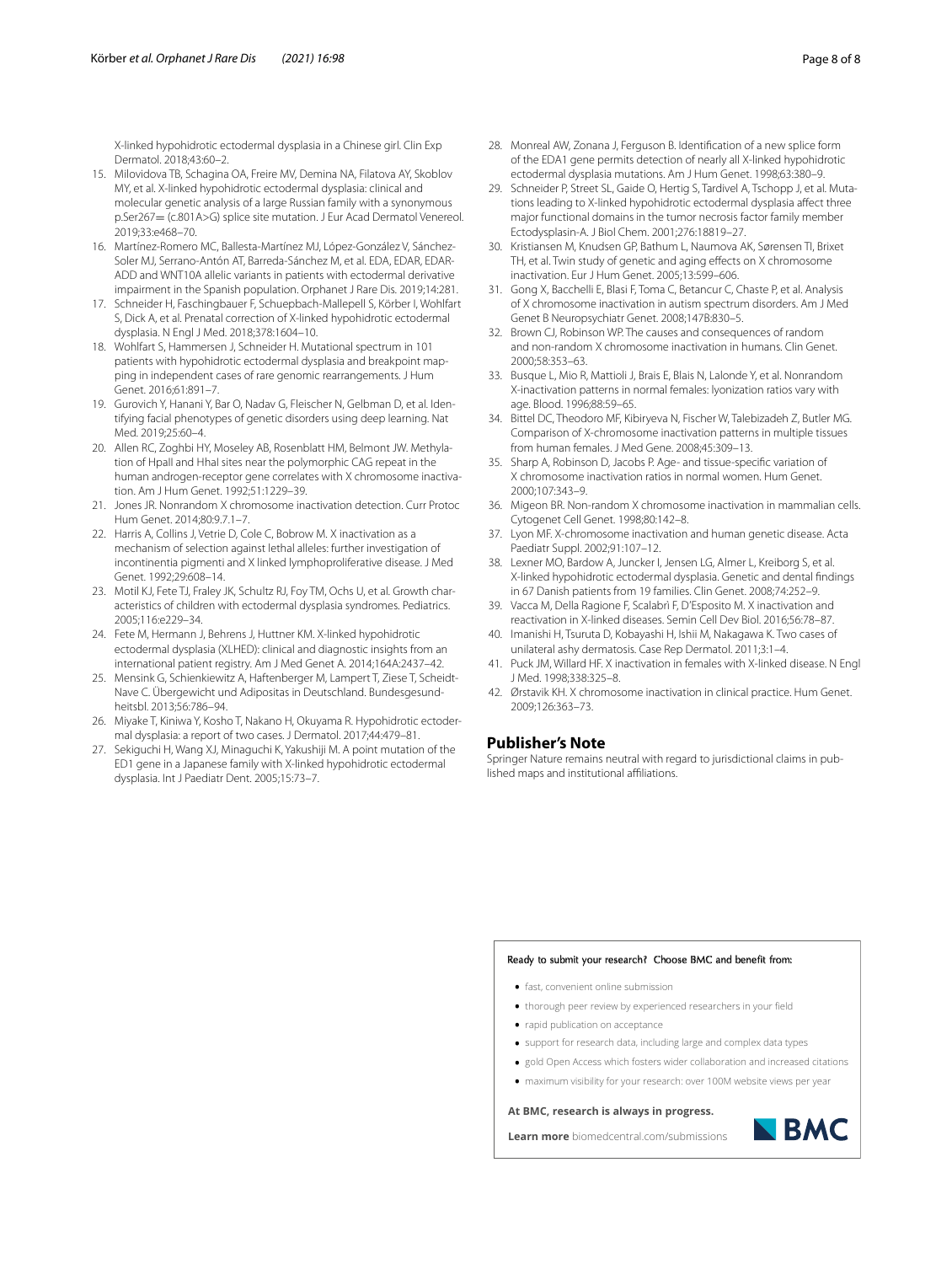X-linked hypohidrotic ectodermal dysplasia in a Chinese girl. Clin Exp Dermatol. 2018;43:60–2.

15. Milovidova TB, Schagina OA, Freire MV, Demina NA, Filatova AY, Skoblov MY, et al. X-linked hypohidrotic ectodermal dysplasia: clinical and molecular genetic analysis of a large Russian family with a synonymous p.Ser267= (c.801A>G) splice site mutation. J Eur Acad Dermatol Venereol. 2019;33:e468–70.
16. Martínez-Romero MC, Ballesta-Martínez MJ, López-González V, Sánchez-Soler MJ, Serrano-Antón AT, Barreda-Sánchez M, et al. EDA, EDAR, EDARADD and WNT10A allelic variants in patients with ectodermal derivative impairment in the Spanish population. Orphanet J Rare Dis. 2019;14:281.
17. Schneider H, Faschingbauer F, Schuepbach-Mallepell S, Körber I, Wohlfart S, Dick A, et al. Prenatal correction of X-linked hypohidrotic ectodermal dysplasia. N Engl J Med. 2018;378:1604–10.
18. Wohlfart S, Hammersen J, Schneider H. Mutational spectrum in 101 patients with hypohidrotic ectodermal dysplasia and breakpoint mapping in independent cases of rare genomic rearrangements. J Hum Genet. 2016;61:891–7.
19. Gurovich Y, Hanani Y, Bar O, Nadav G, Fleischer N, Gelbman D, et al. Identifying facial phenotypes of genetic disorders using deep learning. Nat Med. 2019;25:60–4.
20. Allen RC, Zoghbi HY, Moseley AB, Rosenblatt HM, Belmont JW. Methylation of HpaII and HhaI sites near the polymorphic CAG repeat in the human androgen-receptor gene correlates with X chromosome inactivation. Am J Hum Genet. 1992;51:1229–39.
21. Jones JR. Nonrandom X chromosome inactivation detection. Curr Protoc Hum Genet. 2014;80:9.7.1–7.
22. Harris A, Collins J, Vetrie D, Cole C, Bobrow M. X inactivation as a mechanism of selection against lethal alleles: further investigation of incontinentia pigmenti and X linked lymphoproliferative disease. J Med Genet. 1992;29:608–14.
23. Motil KJ, Fete TJ, Fraley JK, Schultz RJ, Foy TM, Ochs U, et al. Growth characteristics of children with ectodermal dysplasia syndromes. Pediatrics. 2005;116:e229–34.
24. Fete M, Hermann J, Behrens J, Huttner KM. X-linked hypohidrotic ectodermal dysplasia (XLHED): clinical and diagnostic insights from an international patient registry. Am J Med Genet A. 2014;164A:2437–42.
25. Mensink G, Schienkiewitz A, Haftenberger M, Lampert T, Ziese T, Scheidt-Nave C. Übergewicht und Adipositas in Deutschland. Bundesgesundheitsbl. 2013;56:786–94.
26. Miyake T, Kiniwa Y, Kosho T, Nakano H, Okuyama R. Hypohidrotic ectodermal dysplasia: a report of two cases. J Dermatol. 2017;44:479–81.
27. Sekiguchi H, Wang XJ, Minaguchi K, Yakushiji M. A point mutation of the ED1 gene in a Japanese family with X-linked hypohidrotic ectodermal dysplasia. Int J Paediatr Dent. 2005;15:73–7.
28. Monreal AW, Zonana J, Ferguson B. Identification of a new splice form of the EDA1 gene permits detection of nearly all X-linked hypohidrotic ectodermal dysplasia mutations. Am J Hum Genet. 1998;63:380–9.
29. Schneider P, Street SL, Gaide O, Hertig S, Tardivel A, Tschopp J, et al. Mutations leading to X-linked hypohidrotic ectodermal dysplasia affect three major functional domains in the tumor necrosis factor family member Ectodysplasin-A. J Biol Chem. 2001;276:18819–27.
30. Kristiansen M, Knudsen GP, Bathum L, Naumova AK, Sørensen TI, Brixet TH, et al. Twin study of genetic and aging effects on X chromosome inactivation. Eur J Hum Genet. 2005;13:599–606.
31. Gong X, Bacchelli E, Blasi F, Toma C, Betancur C, Chaste P, et al. Analysis of X chromosome inactivation in autism spectrum disorders. Am J Med Genet B Neuropsychiatr Genet. 2008;147B:830–5.
32. Brown CJ, Robinson WP. The causes and consequences of random and non-random X chromosome inactivation in humans. Clin Genet. 2000;58:353–63.
33. Busque L, Mio R, Mattioli J, Brais E, Blais N, Lalonde Y, et al. Nonrandom X-inactivation patterns in normal females: lyonization ratios vary with age. Blood. 1996;88:59–65.
34. Bittel DC, Theodoro MF, Kibiryeva N, Fischer W, Talebizadeh Z, Butler MG. Comparison of X-chromosome inactivation patterns in multiple tissues from human females. J Med Gene. 2008;45:309–13.
35. Sharp A, Robinson D, Jacobs P. Age- and tissue-specific variation of X chromosome inactivation ratios in normal women. Hum Genet. 2000;107:343–9.
36. Migeon BR. Non-random X chromosome inactivation in mammalian cells. Cytogenet Cell Genet. 1998;80:142–8.
37. Lyon MF. X-chromosome inactivation and human genetic disease. Acta Paediatr Suppl. 2002;91:107–12.
38. Lexner MO, Bardow A, Juncker I, Jensen LG, Almer L, Kreiborg S, et al. X-linked hypohidrotic ectodermal dysplasia. Genetic and dental findings in 67 Danish patients from 19 families. Clin Genet. 2008;74:252–9.
39. Vacca M, Della Ragione F, Scalabrì F, D'Esposito M. X inactivation and reactivation in X-linked diseases. Semin Cell Dev Biol. 2016;56:78–87.
40. Imanishi H, Tsuruta D, Kobayashi H, Ishii M, Nakagawa K. Two cases of unilateral ashy dermatosis. Case Rep Dermatol. 2011;3:1–4.
41. Puck JM, Willard HF. X inactivation in females with X-linked disease. N Engl J Med. 1998;338:325–8.
42. Ørstavik KH. X chromosome inactivation in clinical practice. Hum Genet. 2009;126:363–73.

## Publisher's Note

Springer Nature remains neutral with regard to jurisdictional claims in published maps and institutional affiliations.

Ready to submit your research? Choose BMC and benefit from:

- fast, convenient online submission
- thorough peer review by experienced researchers in your field
- rapid publication on acceptance
- support for research data, including large and complex data types
- gold Open Access which fosters wider collaboration and increased citations
- maximum visibility for your research: over 100M website views per year

**At BMC, research is always in progress.**

**Learn more** biomedcentral.com/submissions

BMC